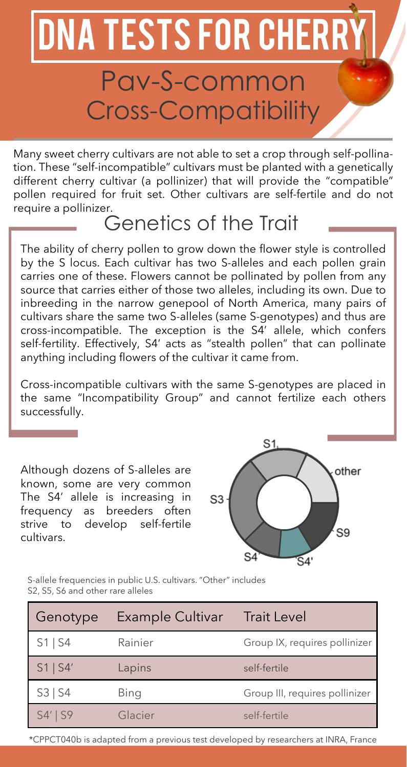# DNA TESTS FOR CHERRY

## Pav-S-common Cross-Compatibility

Many sweet cherry cultivars are not able to set a crop through self-pollination. These "self-incompatible" cultivars must be planted with a genetically different cherry cultivar (a pollinizer) that will provide the "compatible" pollen required for fruit set. Other cultivars are self-fertile and do not require a pollinizer.

## Genetics of the Trait

The ability of cherry pollen to grow down the flower style is controlled by the S locus. Each cultivar has two S-alleles and each pollen grain carries one of these. Flowers cannot be pollinated by pollen from any source that carries either of those two alleles, including its own. Due to inbreeding in the narrow genepool of North America, many pairs of cultivars share the same two S-alleles (same S-genotypes) and thus are cross-incompatible. The exception is the S4′ allele, which confers self-fertility. Effectively, S4′ acts as "stealth pollen" that can pollinate anything including flowers of the cultivar it came from.

Cross-incompatible cultivars with the same S-genotypes are placed in the same "Incompatibility Group" and cannot fertilize each others successfully.

Although dozens of S-alleles are known, some are very common The S4′ allele is increasing in frequency as breeders often strive to develop self-fertile cultivars.

S-allele frequencies in public U.S. cultivars. "Other" includes S2, S5, S6 and other rare alleles

| Genotype | Example Cultivar | Trait Level |
|---|---|---|
| S1 \| S4 | Rainier | Group IX, requires pollinizer |
| S1 \| S4′ | Lapins | self-fertile |
| S3 \| S4 | Bing | Group III, requires pollinizer |
| S4′ \| S9 | Glacier | self-fertile |

*CPPCT040b is adapted from a previous test developed by researchers at INRA, France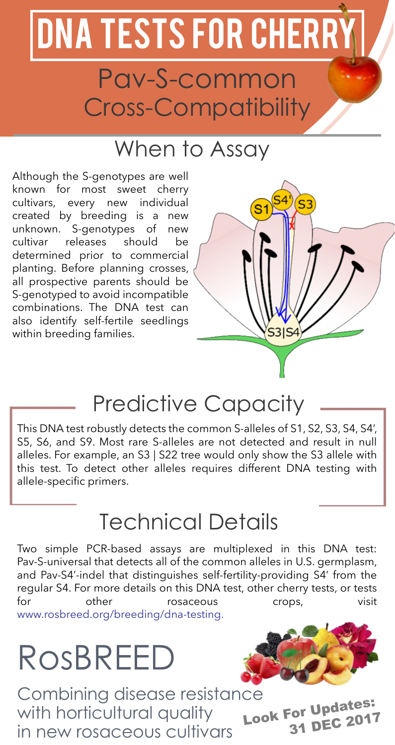# DNA Tests for Cherry

## Pav-S-common Cross-Compatibility

## When to Assay

Although the S-genotypes are well known for most sweet cherry cultivars, every new individual created by breeding is a new unknown. S-genotypes of new cultivar releases should be determined prior to commercial planting. Before planning crosses, all prospective parents should be S-genotyped to avoid incompatible combinations. The DNA test can also identify self-fertile seedlings within breeding families.

S1
S4'
S3
S3|S4

## Predictive Capacity

This DNA test robustly detects the common S-alleles of S1, S2, S3, S4, S4′, S5, S6, and S9. Most rare S-alleles are not detected and result in null alleles. For example, an S3 | S22 tree would only show the S3 allele with this test. To detect other alleles requires different DNA testing with allele-specific primers.

## Technical Details

Two simple PCR-based assays are multiplexed in this DNA test: Pav-S-universal that detects all of the common alleles in U.S. germplasm, and Pav-S4′-indel that distinguishes self-fertility-providing S4′ from the regular S4. For more details on this DNA test, other cherry tests, or tests for other rosaceous crops, visit www.rosbreed.org/breeding/dna-testing.

# RosBREED

Combining disease resistance with horticultural quality in new rosaceous cultivars

Look For Updates: 31 DEC 2017